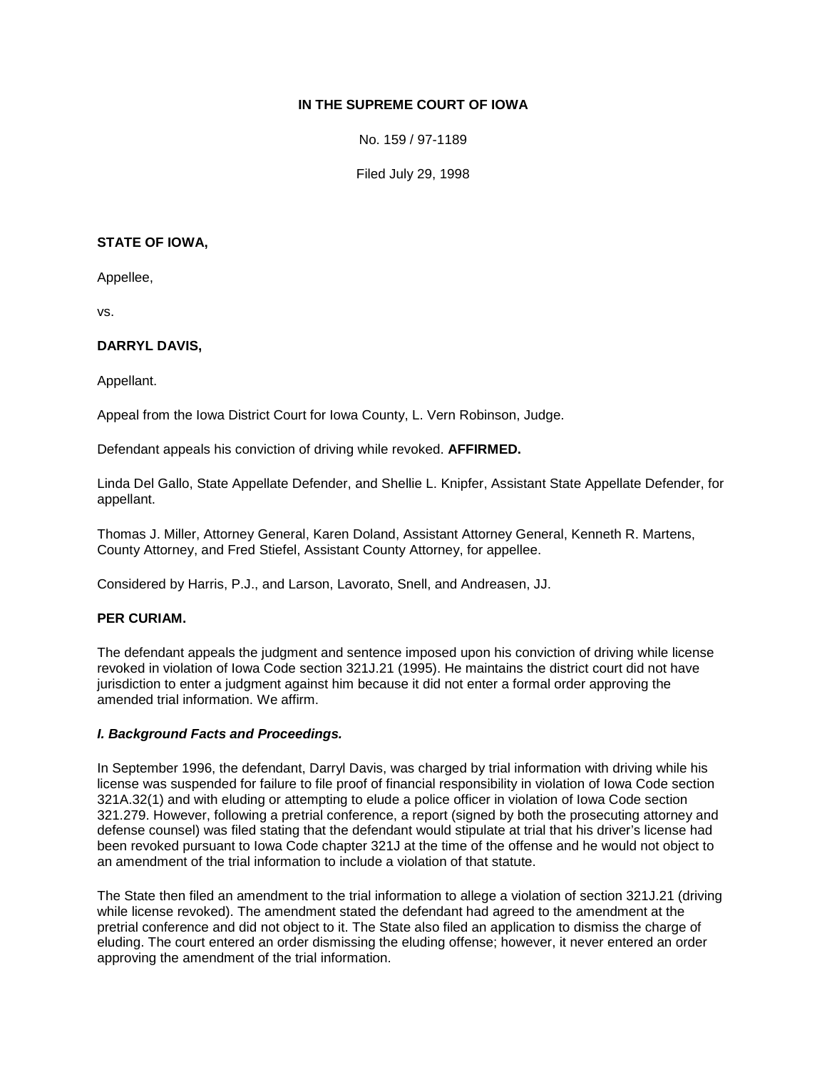**IN THE SUPREME COURT OF IOWA**

No. 159 / 97-1189

Filed July 29, 1998

**STATE OF IOWA,**

Appellee,

vs.

**DARRYL DAVIS,**

Appellant.

Appeal from the Iowa District Court for Iowa County, L. Vern Robinson, Judge.

Defendant appeals his conviction of driving while revoked. **AFFIRMED.**

Linda Del Gallo, State Appellate Defender, and Shellie L. Knipfer, Assistant State Appellate Defender, for appellant.

Thomas J. Miller, Attorney General, Karen Doland, Assistant Attorney General, Kenneth R. Martens, County Attorney, and Fred Stiefel, Assistant County Attorney, for appellee.

Considered by Harris, P.J., and Larson, Lavorato, Snell, and Andreasen, JJ.

**PER CURIAM.**

The defendant appeals the judgment and sentence imposed upon his conviction of driving while license revoked in violation of Iowa Code section 321J.21 (1995). He maintains the district court did not have jurisdiction to enter a judgment against him because it did not enter a formal order approving the amended trial information. We affirm.

***I. Background Facts and Proceedings.***

In September 1996, the defendant, Darryl Davis, was charged by trial information with driving while his license was suspended for failure to file proof of financial responsibility in violation of Iowa Code section 321A.32(1) and with eluding or attempting to elude a police officer in violation of Iowa Code section 321.279. However, following a pretrial conference, a report (signed by both the prosecuting attorney and defense counsel) was filed stating that the defendant would stipulate at trial that his driver's license had been revoked pursuant to Iowa Code chapter 321J at the time of the offense and he would not object to an amendment of the trial information to include a violation of that statute.

The State then filed an amendment to the trial information to allege a violation of section 321J.21 (driving while license revoked). The amendment stated the defendant had agreed to the amendment at the pretrial conference and did not object to it. The State also filed an application to dismiss the charge of eluding. The court entered an order dismissing the eluding offense; however, it never entered an order approving the amendment of the trial information.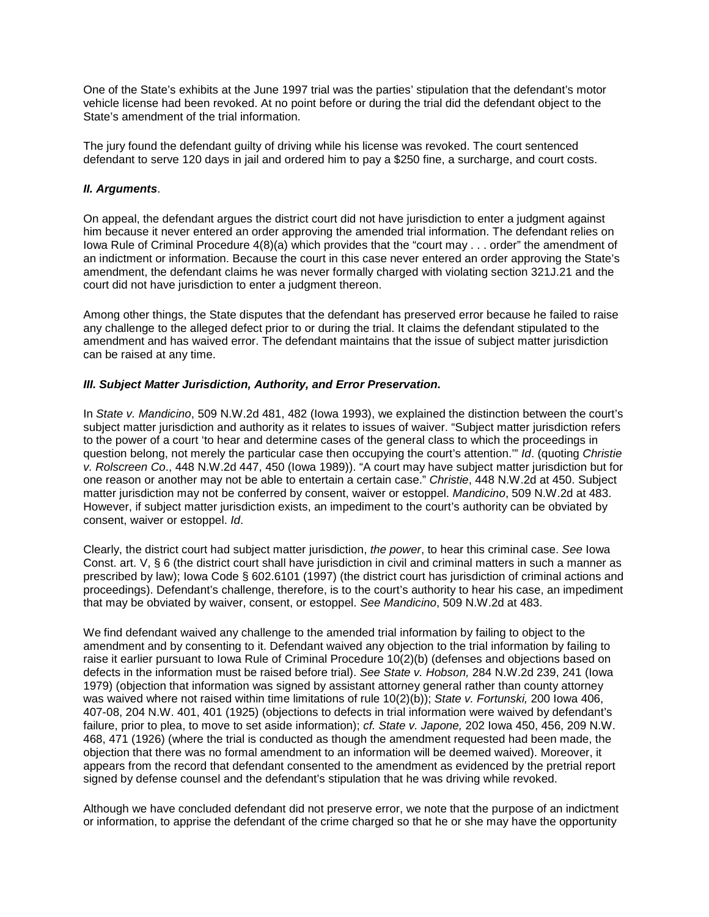One of the State's exhibits at the June 1997 trial was the parties' stipulation that the defendant's motor vehicle license had been revoked. At no point before or during the trial did the defendant object to the State's amendment of the trial information.

The jury found the defendant guilty of driving while his license was revoked. The court sentenced defendant to serve 120 days in jail and ordered him to pay a $250 fine, a surcharge, and court costs.

***II. Arguments***.

On appeal, the defendant argues the district court did not have jurisdiction to enter a judgment against him because it never entered an order approving the amended trial information. The defendant relies on Iowa Rule of Criminal Procedure 4(8)(a) which provides that the "court may . . . order" the amendment of an indictment or information. Because the court in this case never entered an order approving the State's amendment, the defendant claims he was never formally charged with violating section 321J.21 and the court did not have jurisdiction to enter a judgment thereon.

Among other things, the State disputes that the defendant has preserved error because he failed to raise any challenge to the alleged defect prior to or during the trial. It claims the defendant stipulated to the amendment and has waived error. The defendant maintains that the issue of subject matter jurisdiction can be raised at any time.

***III. Subject Matter Jurisdiction, Authority, and Error Preservation.***

In *State v. Mandicino*, 509 N.W.2d 481, 482 (Iowa 1993), we explained the distinction between the court's subject matter jurisdiction and authority as it relates to issues of waiver. "Subject matter jurisdiction refers to the power of a court 'to hear and determine cases of the general class to which the proceedings in question belong, not merely the particular case then occupying the court's attention.'" *Id*. (quoting *Christie v. Rolscreen Co*., 448 N.W.2d 447, 450 (Iowa 1989)). "A court may have subject matter jurisdiction but for one reason or another may not be able to entertain a certain case." *Christie*, 448 N.W.2d at 450. Subject matter jurisdiction may not be conferred by consent, waiver or estoppel. *Mandicino*, 509 N.W.2d at 483. However, if subject matter jurisdiction exists, an impediment to the court's authority can be obviated by consent, waiver or estoppel. *Id*.

Clearly, the district court had subject matter jurisdiction, *the power*, to hear this criminal case. *See* Iowa Const. art. V, § 6 (the district court shall have jurisdiction in civil and criminal matters in such a manner as prescribed by law); Iowa Code § 602.6101 (1997) (the district court has jurisdiction of criminal actions and proceedings). Defendant's challenge, therefore, is to the court's authority to hear his case, an impediment that may be obviated by waiver, consent, or estoppel. *See Mandicino*, 509 N.W.2d at 483.

We find defendant waived any challenge to the amended trial information by failing to object to the amendment and by consenting to it. Defendant waived any objection to the trial information by failing to raise it earlier pursuant to Iowa Rule of Criminal Procedure 10(2)(b) (defenses and objections based on defects in the information must be raised before trial). *See State v. Hobson,* 284 N.W.2d 239, 241 (Iowa 1979) (objection that information was signed by assistant attorney general rather than county attorney was waived where not raised within time limitations of rule 10(2)(b)); *State v. Fortunski,* 200 Iowa 406, 407-08, 204 N.W. 401, 401 (1925) (objections to defects in trial information were waived by defendant's failure, prior to plea, to move to set aside information); *cf. State v. Japone,* 202 Iowa 450, 456, 209 N.W. 468, 471 (1926) (where the trial is conducted as though the amendment requested had been made, the objection that there was no formal amendment to an information will be deemed waived). Moreover, it appears from the record that defendant consented to the amendment as evidenced by the pretrial report signed by defense counsel and the defendant's stipulation that he was driving while revoked.

Although we have concluded defendant did not preserve error, we note that the purpose of an indictment or information, to apprise the defendant of the crime charged so that he or she may have the opportunity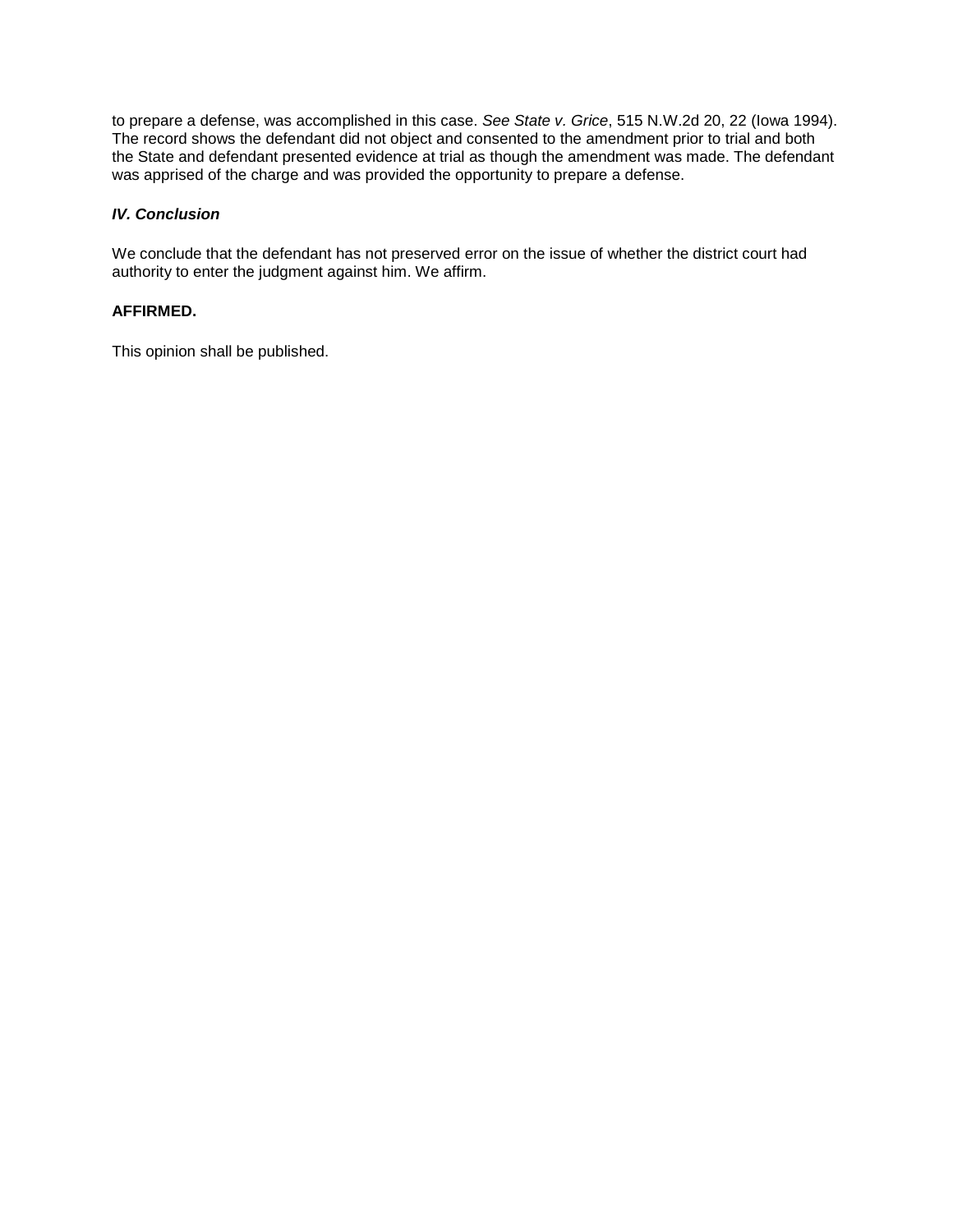to prepare a defense, was accomplished in this case. *See State v. Grice*, 515 N.W.2d 20, 22 (Iowa 1994). The record shows the defendant did not object and consented to the amendment prior to trial and both the State and defendant presented evidence at trial as though the amendment was made. The defendant was apprised of the charge and was provided the opportunity to prepare a defense.

***IV. Conclusion***

We conclude that the defendant has not preserved error on the issue of whether the district court had authority to enter the judgment against him. We affirm.

**AFFIRMED.**

This opinion shall be published.